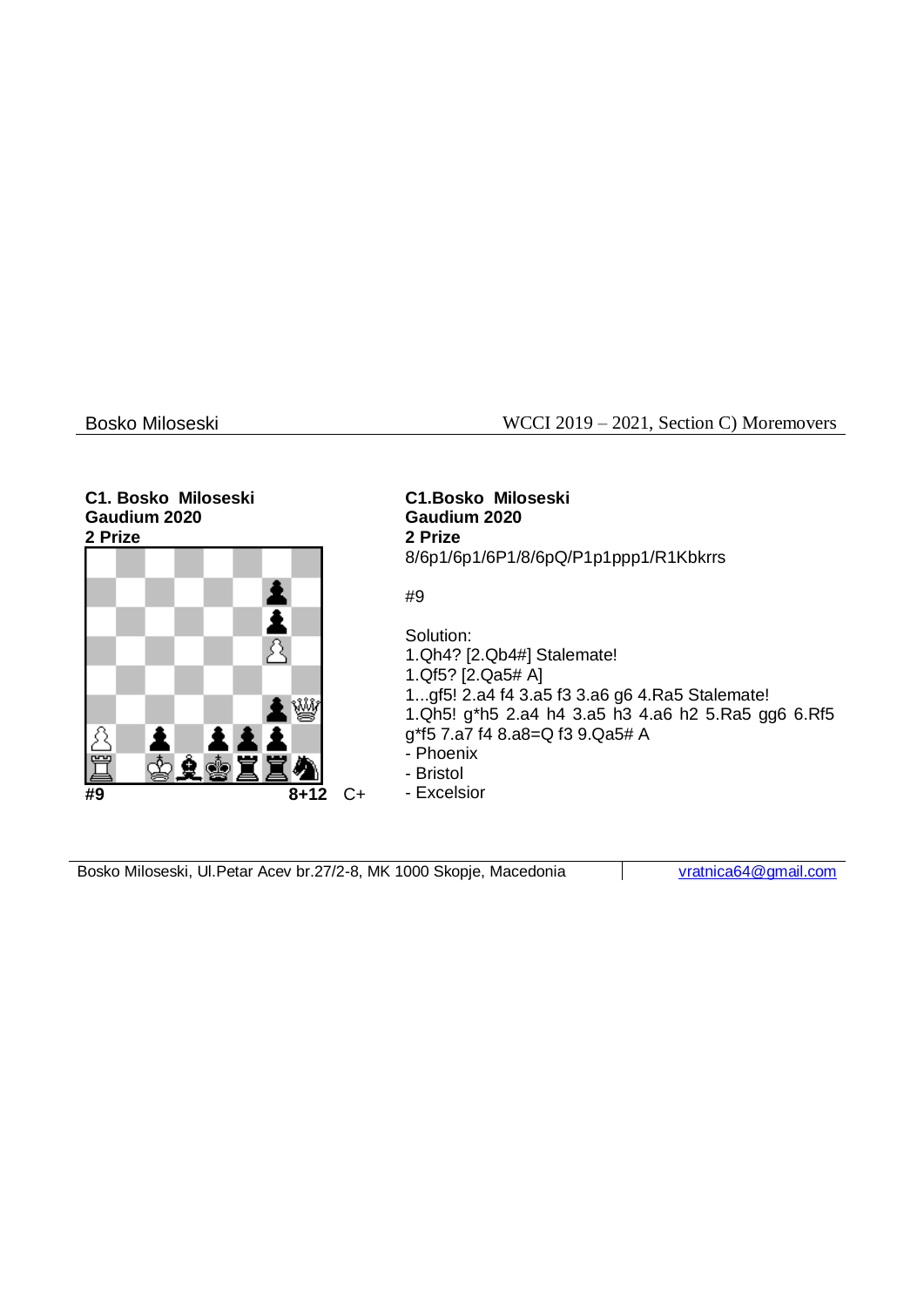**C1. Bosko Miloseski**
**Gaudium 2020**
**2 Prize**

#9 8+12 C+

**C1.Bosko Miloseski**
**Gaudium 2020**
**2 Prize**
8/6p1/6p1/6P1/8/6pQ/P1p1ppp1/R1Kbkrrs

#9

Solution:
1.Qh4? [2.Qb4#] Stalemate!
1.Qf5? [2.Qa5# A]
1...gf5! 2.a4 f4 3.a5 f3 3.a6 g6 4.Ra5 Stalemate!
1.Qh5! g*h5 2.a4 h4 3.a5 h3 4.a6 h2 5.Ra5 gg6 6.Rf5 g*f5 7.a7 f4 8.a8=Q f3 9.Qa5# A
- Phoenix
- Bristol
- Excelsior

Bosko Miloseski, Ul.Petar Acev br.27/2-8, MK 1000 Skopje, Macedonia | vratnica64@gmail.com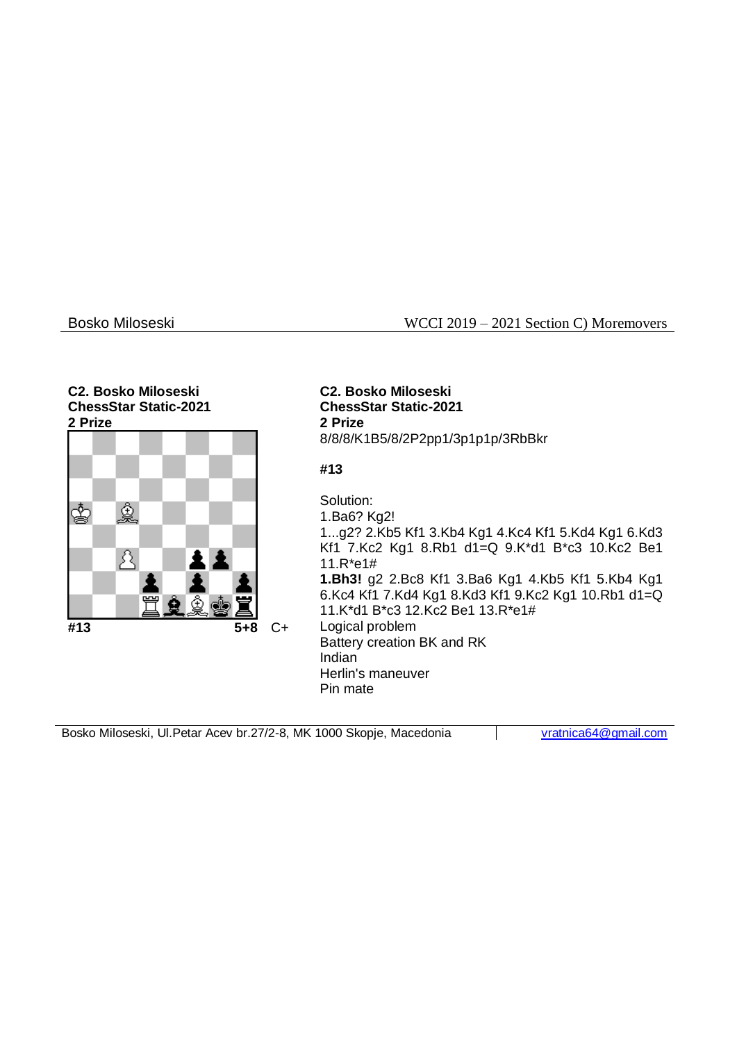**C2. Bosko Miloseski**
**ChessStar Static-2021**
**2 Prize**

**#13** **5+8** C+

**C2. Bosko Miloseski**
**ChessStar Static-2021**
**2 Prize**
8/8/8/K1B5/8/2P2pp1/3p1p1p/3RbBkr

**#13**

Solution:
1.Ba6? Kg2!
1...g2? 2.Kb5 Kf1 3.Kb4 Kg1 4.Kc4 Kf1 5.Kd4 Kg1 6.Kd3 Kf1 7.Kc2 Kg1 8.Rb1 d1=Q 9.K*d1 B*c3 10.Kc2 Be1 11.R*e1#
**1.Bh3!** g2 2.Bc8 Kf1 3.Ba6 Kg1 4.Kb5 Kf1 5.Kb4 Kg1 6.Kc4 Kf1 7.Kd4 Kg1 8.Kd3 Kf1 9.Kc2 Kg1 10.Rb1 d1=Q 11.K*d1 B*c3 12.Kc2 Be1 13.R*e1#
Logical problem
Battery creation BK and RK
Indian
Herlin's maneuver
Pin mate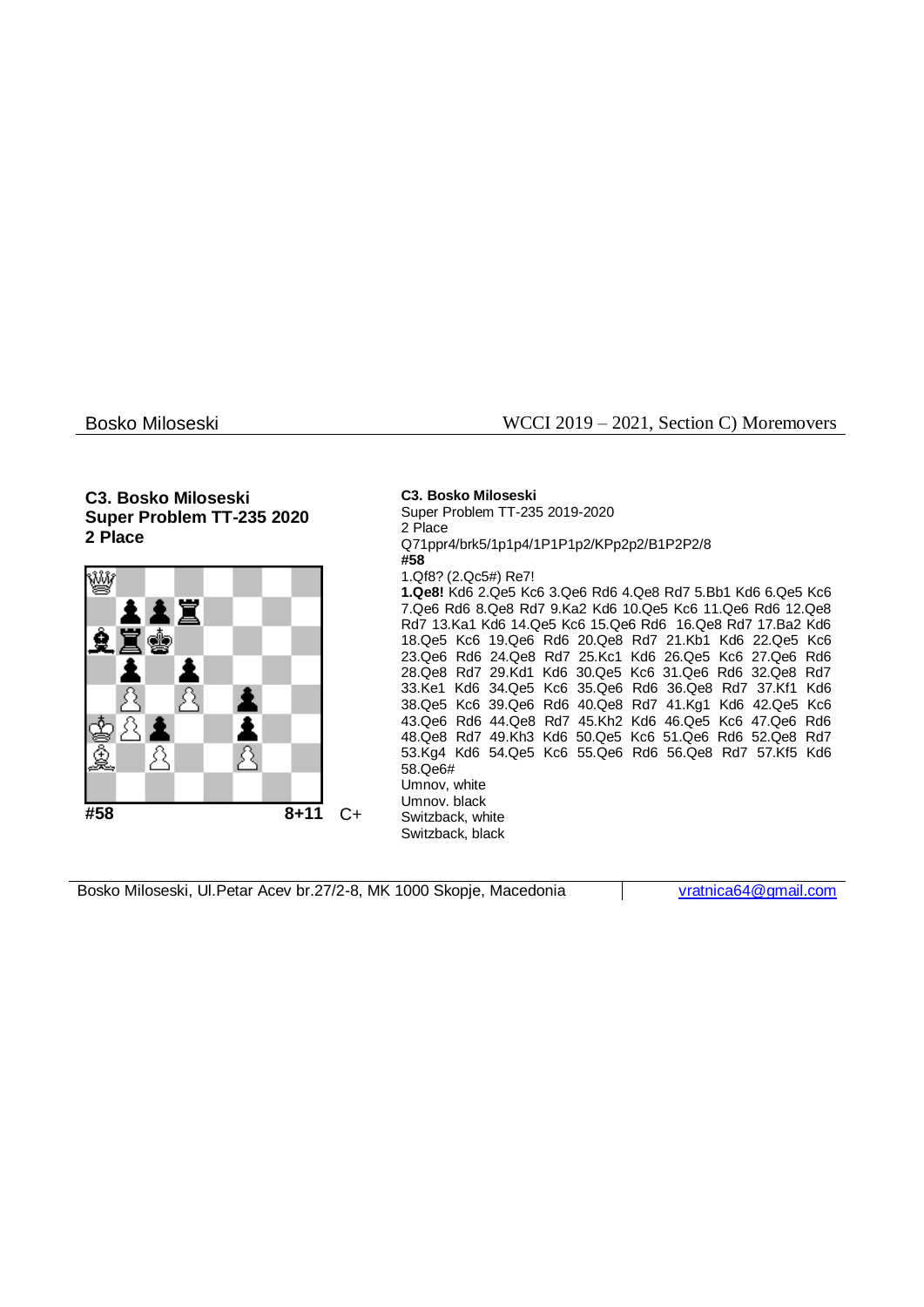**C3. Bosko Miloseski**
**Super Problem TT-235 2020**
**2 Place**

**#58** **8+11** C+

**C3. Bosko Miloseski**
Super Problem TT-235 2019-2020
2 Place
Q71ppr4/brk5/1p1p4/1P1P1p2/KPp2p2/B1P2P2/8
**#58**
1.Qf8? (2.Qc5#) Re7!
**1.Qe8!** Kd6 2.Qe5 Kc6 3.Qe6 Rd6 4.Qe8 Rd7 5.Bb1 Kd6 6.Qe5 Kc6 7.Qe6 Rd6 8.Qe8 Rd7 9.Ka2 Kd6 10.Qe5 Kc6 11.Qe6 Rd6 12.Qe8 Rd7 13.Ka1 Kd6 14.Qe5 Kc6 15.Qe6 Rd6 16.Qe8 Rd7 17.Ba2 Kd6 18.Qe5 Kc6 19.Qe6 Rd6 20.Qe8 Rd7 21.Kb1 Kd6 22.Qe5 Kc6 23.Qe6 Rd6 24.Qe8 Rd7 25.Kc1 Kd6 26.Qe5 Kc6 27.Qe6 Rd6 28.Qe8 Rd7 29.Kd1 Kd6 30.Qe5 Kc6 31.Qe6 Rd6 32.Qe8 Rd7 33.Ke1 Kd6 34.Qe5 Kc6 35.Qe6 Rd6 36.Qe8 Rd7 37.Kf1 Kd6 38.Qe5 Kc6 39.Qe6 Rd6 40.Qe8 Rd7 41.Kg1 Kd6 42.Qe5 Kc6 43.Qe6 Rd6 44.Qe8 Rd7 45.Kh2 Kd6 46.Qe5 Kc6 47.Qe6 Rd6 48.Qe8 Rd7 49.Kh3 Kd6 50.Qe5 Kc6 51.Qe6 Rd6 52.Qe8 Rd7 53.Kg4 Kd6 54.Qe5 Kc6 55.Qe6 Rd6 56.Qe8 Rd7 57.Kf5 Kd6 58.Qe6#
Umnov, white
Umnov. black
Switzback, white
Switzback, black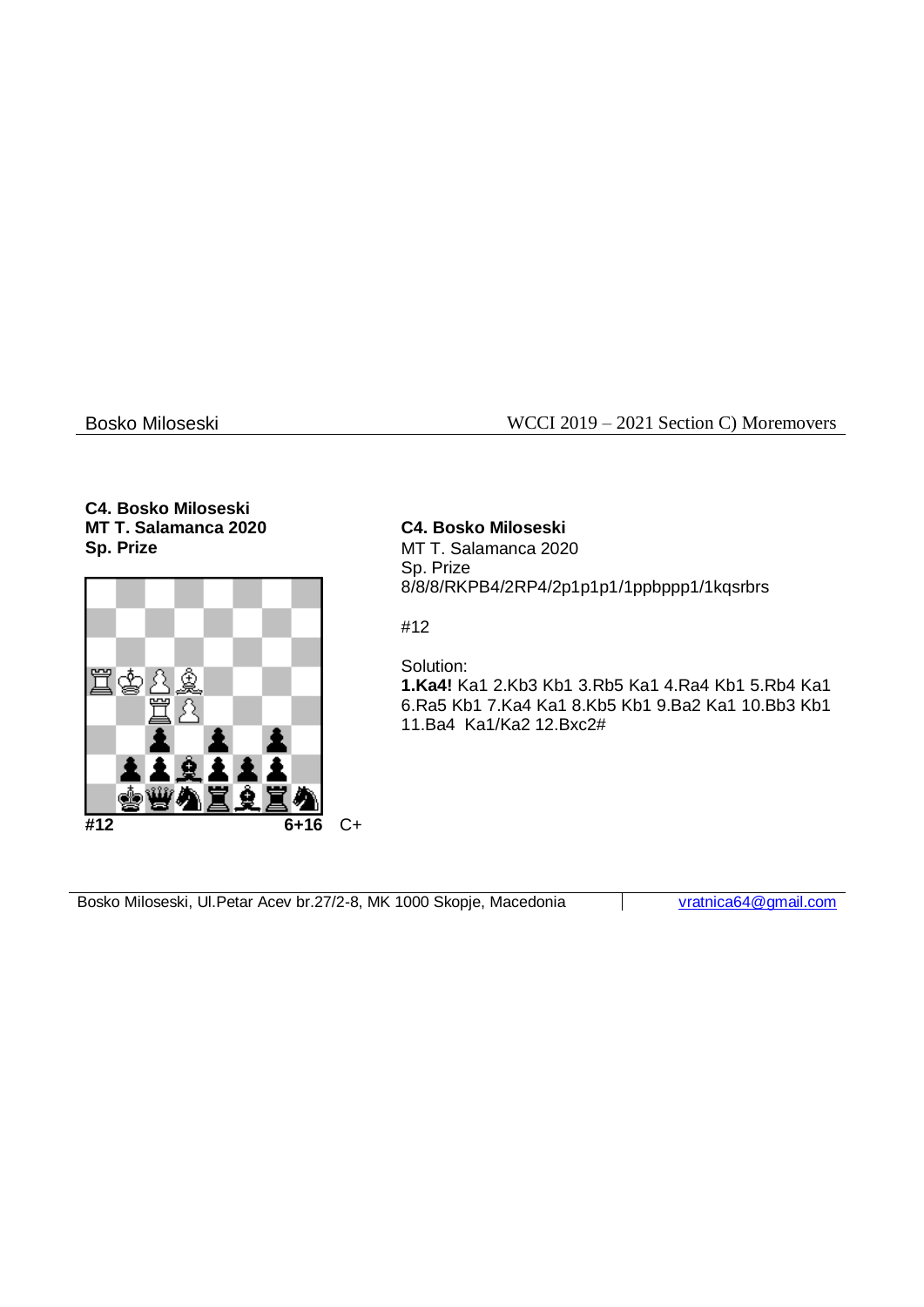**C4. Bosko Miloseski**
**MT T. Salamanca 2020**
**Sp. Prize**

**#12** **6+16** C+

**C4. Bosko Miloseski**
MT T. Salamanca 2020
Sp. Prize
8/8/8/RKPB4/2RP4/2p1p1p1/1ppbppp1/1kqsrbrs

#12

Solution:
**1.Ka4!** Ka1 2.Kb3 Kb1 3.Rb5 Ka1 4.Ra4 Kb1 5.Rb4 Ka1 6.Ra5 Kb1 7.Ka4 Ka1 8.Kb5 Kb1 9.Ba2 Ka1 10.Bb3 Kb1 11.Ba4 Ka1/Ka2 12.Bxc2#

Bosko Miloseski, Ul.Petar Acev br.27/2-8, MK 1000 Skopje, Macedonia | vratnica64@gmail.com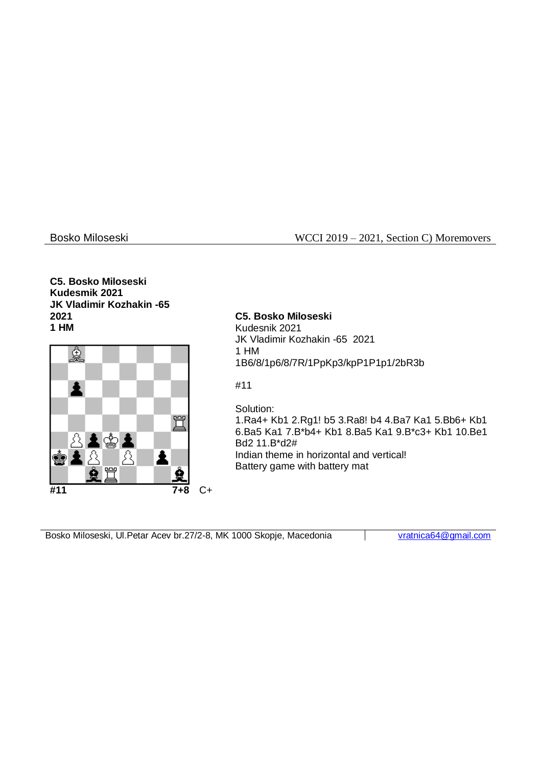**C5. Bosko Miloseski**
**Kudesmik 2021**
**JK Vladimir Kozhakin -65 2021**
**1 HM**

**#11** **7+8** C+

**C5. Bosko Miloseski**
Kudesnik 2021
JK Vladimir Kozhakin -65 2021
1 HM
1B6/8/1p6/8/7R/1PpKp3/kpP1P1p1/2bR3b

#11

Solution:
1.Ra4+ Kb1 2.Rg1! b5 3.Ra8! b4 4.Ba7 Ka1 5.Bb6+ Kb1 6.Ba5 Ka1 7.B*b4+ Kb1 8.Ba5 Ka1 9.B*c3+ Kb1 10.Be1 Bd2 11.B*d2#
Indian theme in horizontal and vertical!
Battery game with battery mat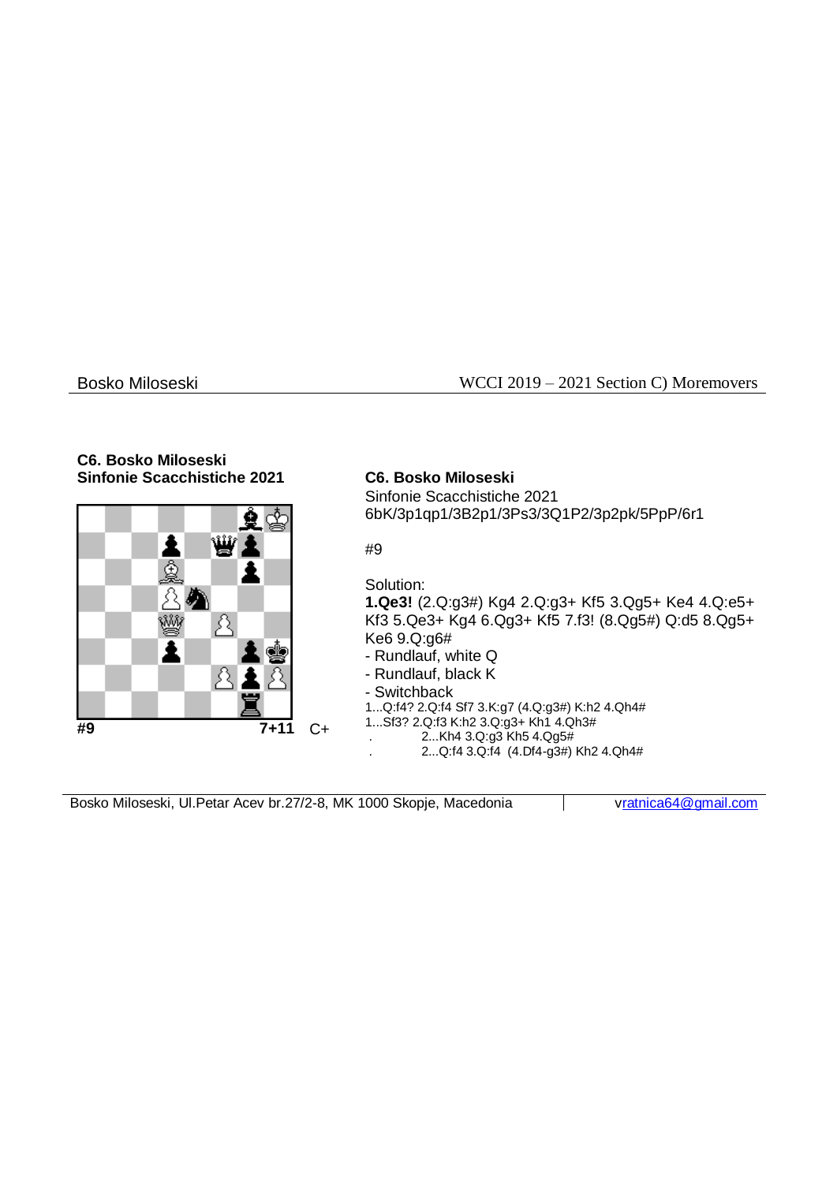**C6. Bosko Miloseski**
**Sinfonie Scacchistiche 2021**

#9 7+11 C+

**C6. Bosko Miloseski**
Sinfonie Scacchistiche 2021
6bK/3p1qp1/3B2p1/3Ps3/3Q1P2/3p2pk/5PpP/6r1

#9

Solution:
**1.Qe3!** (2.Q:g3#) Kg4 2.Q:g3+ Kf5 3.Qg5+ Ke4 4.Q:e5+ Kf3 5.Qe3+ Kg4 6.Qg3+ Kf5 7.f3! (8.Qg5#) Q:d5 8.Qg5+ Ke6 9.Q:g6#

- Rundlauf, white Q
- Rundlauf, black K
- Switchback

1...Q:f4? 2.Q:f4 Sf7 3.K:g7 (4.Q:g3#) K:h2 4.Qh4#
1...Sf3? 2.Q:f3 K:h2 3.Q:g3+ Kh1 4.Qh3#
. 2...Kh4 3.Q:g3 Kh5 4.Qg5#
. 2...Q:f4 3.Q:f4 (4.Df4-g3#) Kh2 4.Qh4#

Bosko Miloseski, Ul.Petar Acev br.27/2-8, MK 1000 Skopje, Macedonia | vratnica64@gmail.com